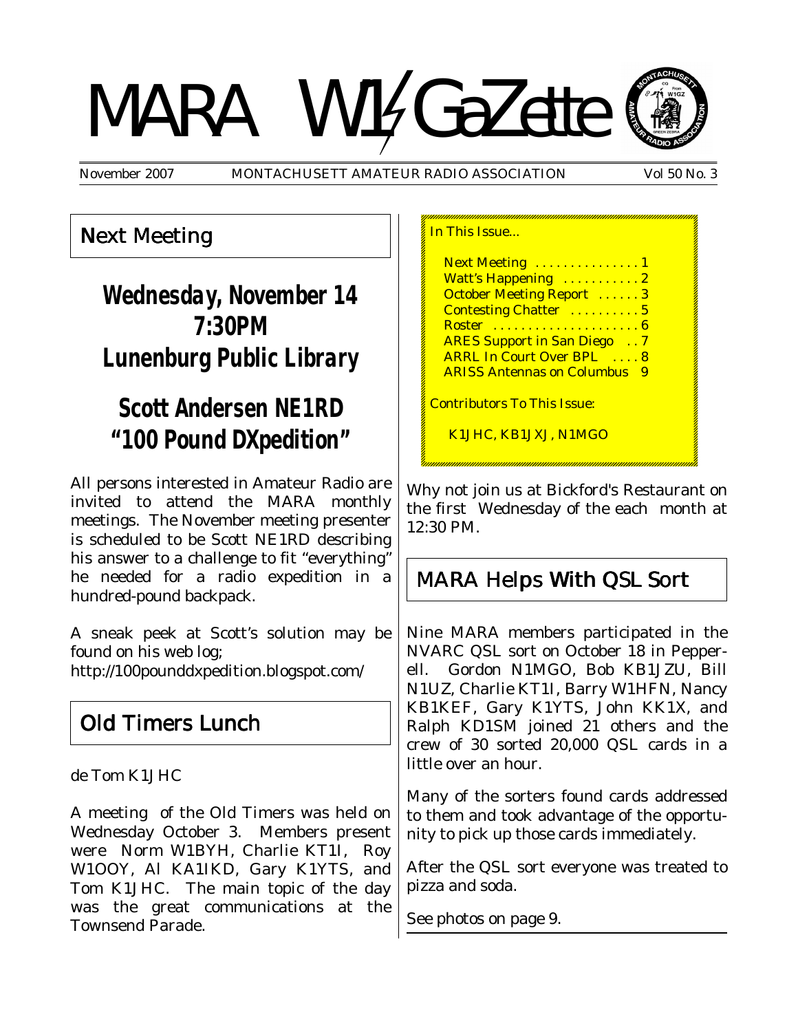# MARA W1GaZette

November 2007 MONTACHUSETT AMATEUR RADIO ASSOCIATION Vol 50 No. 3

## Next Meeting

**Wednesday, November 14**
**7:30PM**
**Lunenburg Public Library**

**Scott Andersen NE1RD**
**"100 Pound DXpedition"**

All persons interested in Amateur Radio are invited to attend the MARA monthly meetings. The November meeting presenter is scheduled to be Scott NE1RD describing his answer to a challenge to fit "everything" he needed for a radio expedition in a hundred-pound backpack.

A sneak peek at Scott's solution may be found on his web log;
http://100pounddxpedition.blogspot.com/

## Old Timers Lunch

de Tom K1JHC

A meeting of the Old Timers was held on Wednesday October 3. Members present were Norm W1BYH, Charlie KT1I, Roy W1OOY, Al KA1IKD, Gary K1YTS, and Tom K1JHC. The main topic of the day was the great communications at the Townsend Parade.

In This Issue...

- Next Meeting . . . . . . . . . . . . . . 1
- Watt's Happening . . . . . . . . . . 2
- October Meeting Report . . . . . . 3
- Contesting Chatter . . . . . . . . . 5
- Roster . . . . . . . . . . . . . . . . . . . 6
- ARES Support in San Diego . . 7
- ARRL In Court Over BPL . . . . 8
- ARISS Antennas on Columbus 9

Contributors To This Issue:

K1JHC, KB1JXJ, N1MGO

Why not join us at Bickford's Restaurant on the first Wednesday of the each month at 12:30 PM.

## MARA Helps With QSL Sort

Nine MARA members participated in the NVARC QSL sort on October 18 in Pepperell. Gordon N1MGO, Bob KB1JZU, Bill N1UZ, Charlie KT1I, Barry W1HFN, Nancy KB1KEF, Gary K1YTS, John KK1X, and Ralph KD1SM joined 21 others and the crew of 30 sorted 20,000 QSL cards in a little over an hour.

Many of the sorters found cards addressed to them and took advantage of the opportunity to pick up those cards immediately.

After the QSL sort everyone was treated to pizza and soda.

See photos on page 9.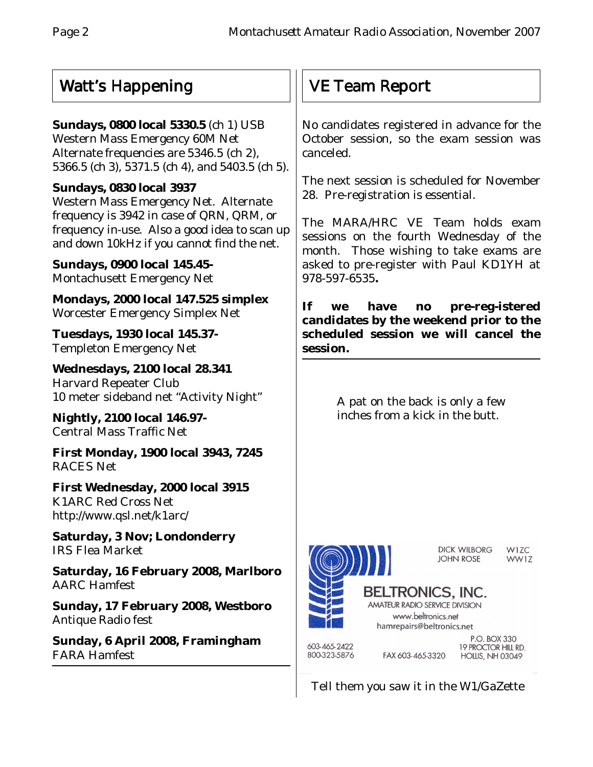## Watt's Happening

**Sundays, 0800 local 5330.5** (ch 1) USB
Western Mass Emergency 60M Net
Alternate frequencies are 5346.5 (ch 2), 5366.5 (ch 3), 5371.5 (ch 4), and 5403.5 (ch 5).

**Sundays, 0830 local 3937**
Western Mass Emergency Net. Alternate frequency is 3942 in case of QRN, QRM, or frequency in-use. Also a good idea to scan up and down 10kHz if you cannot find the net.

**Sundays, 0900 local 145.45-**
Montachusett Emergency Net

**Mondays, 2000 local 147.525 simplex**
Worcester Emergency Simplex Net

**Tuesdays, 1930 local 145.37-**
Templeton Emergency Net

**Wednesdays, 2100 local 28.341**
Harvard Repeater Club
10 meter sideband net "Activity Night"

**Nightly, 2100 local 146.97-**
Central Mass Traffic Net

**First Monday, 1900 local 3943, 7245**
RACES Net

**First Wednesday, 2000 local 3915**
K1ARC Red Cross Net
http://www.qsl.net/k1arc/

**Saturday, 3 Nov; Londonderry**
IRS Flea Market

**Saturday, 16 February 2008, Marlboro**
AARC Hamfest

**Sunday, 17 February 2008, Westboro**
Antique Radio fest

**Sunday, 6 April 2008, Framingham**
FARA Hamfest

## VE Team Report

No candidates registered in advance for the October session, so the exam session was canceled.

The next session is scheduled for November 28. Pre-registration is essential.

The MARA/HRC VE Team holds exam sessions on the fourth Wednesday of the month. Those wishing to take exams are asked to pre-register with Paul KD1YH at 978-597-6535**.**

**If we have no pre-reg-istered candidates by the weekend prior to the scheduled session we will cancel the session.**

A pat on the back is only a few inches from a kick in the butt.

DICK WILBORG W1ZC
JOHN ROSE WW1Z

**BELTRONICS, INC.**
AMATEUR RADIO SERVICE DIVISION
www.beltronics.net
hamrepairs@beltronics.net

603-465-2422
800-323-5876
FAX 603-465-3320
P.O. BOX 330
19 PROCTOR HILL RD.
HOLLIS, NH 03049

Tell them you saw it in the W1/GaZette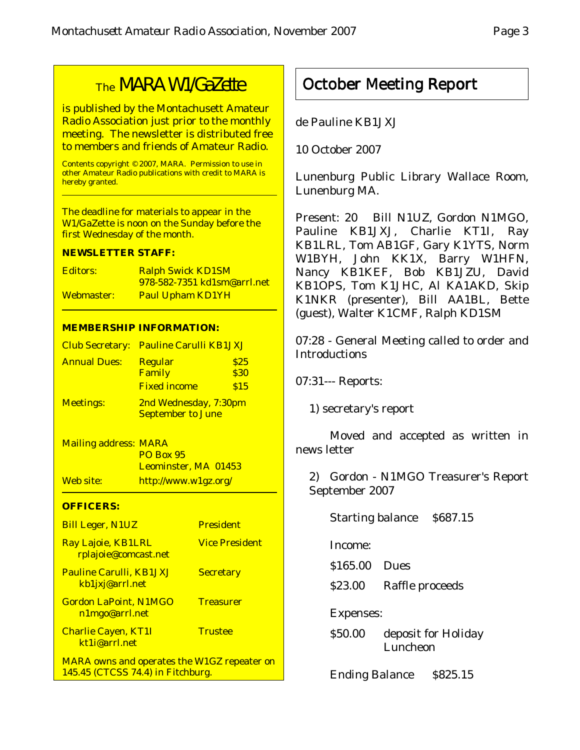## The MARA W1/GaZette

is published by the Montachusett Amateur Radio Association just prior to the monthly meeting. The newsletter is distributed free to members and friends of Amateur Radio.

Contents copyright © 2007, MARA. Permission to use in other Amateur Radio publications with credit to MARA is hereby granted.

The deadline for materials to appear in the W1/GaZette is noon on the Sunday before the first Wednesday of the month.

**NEWSLETTER STAFF:**

| | |
|---|---|
| Editors: | Ralph Swick KD1SM<br>978-582-7351 kd1sm@arrl.net |
| Webmaster: | Paul Upham KD1YH |

**MEMBERSHIP INFORMATION:**

| | | |
|---|---|---|
| Club Secretary: | Pauline Carulli KB1JXJ | |
| Annual Dues: | Regular | $25 |
| | Family | $30 |
| | Fixed income | $15 |
| Meetings: | 2nd Wednesday, 7:30pm<br>September to June | |
| Mailing address: | MARA<br>PO Box 95<br>Leominster, MA 01453 | |
| Web site: | http://www.w1gz.org/ | |

**OFFICERS:**

| | |
|---|---|
| Bill Leger, N1UZ | President |
| Ray Lajoie, KB1LRL<br>rplajoie@comcast.net | Vice President |
| Pauline Carulli, KB1JXJ<br>kb1jxj@arrl.net | Secretary |
| Gordon LaPoint, N1MGO<br>n1mgo@arrl.net | Treasurer |
| Charlie Cayen, KT1I<br>kt1i@arrl.net | Trustee |

MARA owns and operates the W1GZ repeater on 145.45 (CTCSS 74.4) in Fitchburg.

# October Meeting Report

de Pauline KB1JXJ

10 October 2007

Lunenburg Public Library Wallace Room, Lunenburg MA.

Present: 20 Bill N1UZ, Gordon N1MGO, Pauline KB1JXJ, Charlie KT1I, Ray KB1LRL, Tom AB1GF, Gary K1YTS, Norm W1BYH, John KK1X, Barry W1HFN, Nancy KB1KEF, Bob KB1JZU, David KB1OPS, Tom K1JHC, Al KA1AKD, Skip K1NKR (presenter), Bill AA1BL, Bette (guest), Walter K1CMF, Ralph KD1SM

07:28 - General Meeting called to order and Introductions

07:31--- Reports:

1) secretary's report

Moved and accepted as written in news letter

2) Gordon - N1MGO Treasurer's Report September 2007

Starting balance $687.15

Income:

$165.00 Dues

$23.00 Raffle proceeds

Expenses:

$50.00 deposit for Holiday Luncheon

Ending Balance $825.15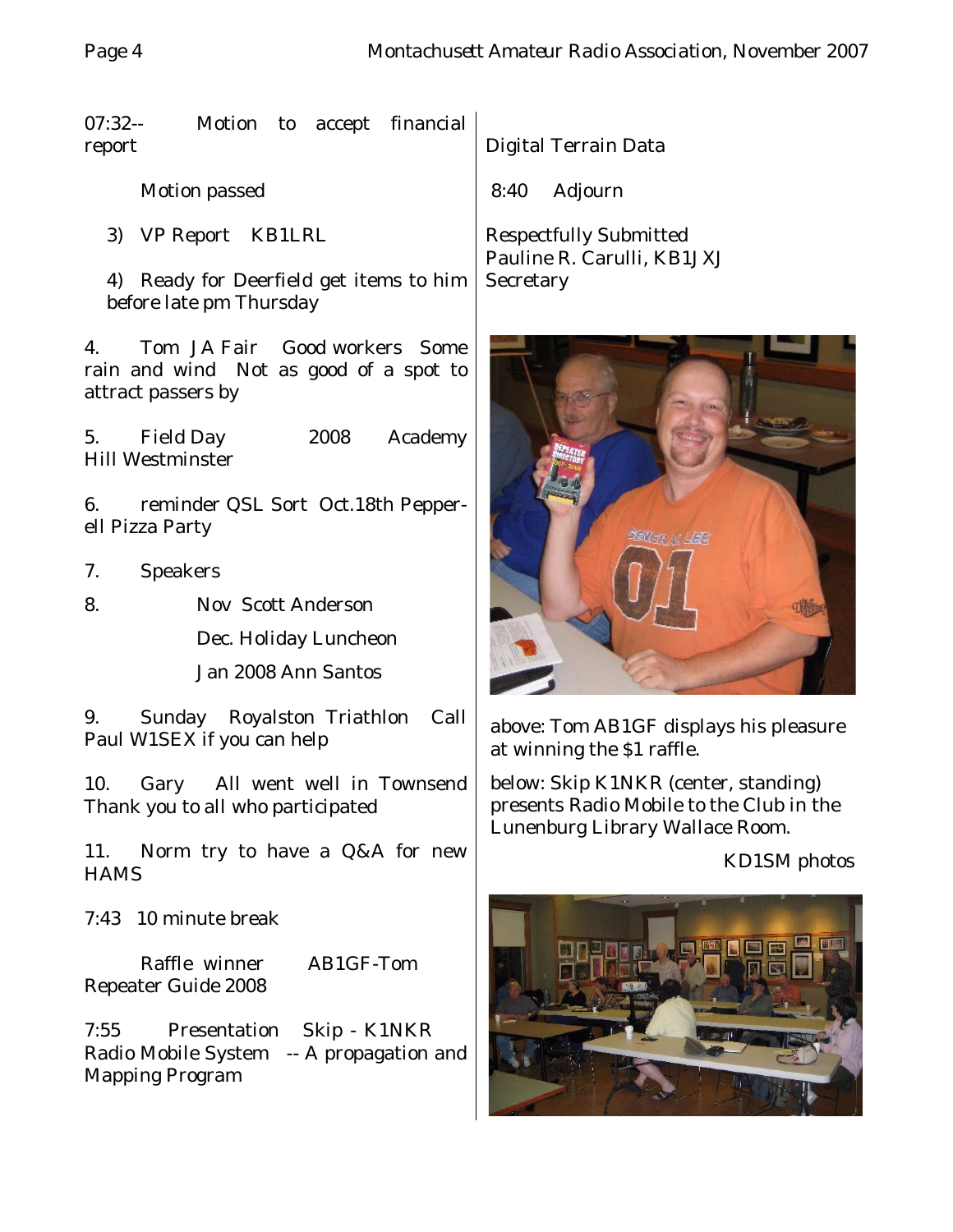07:32-- Motion to accept financial report

Motion passed

3) VP Report KB1LRL

4) Ready for Deerfield get items to him before late pm Thursday

4. Tom JA Fair Good workers Some rain and wind Not as good of a spot to attract passers by

5. Field Day 2008 Academy Hill Westminster

6. reminder QSL Sort Oct.18th Pepperell Pizza Party

7. Speakers

8. Nov Scott Anderson

Dec. Holiday Luncheon

Jan 2008 Ann Santos

9. Sunday Royalston Triathlon Call Paul W1SEX if you can help

10. Gary All went well in Townsend Thank you to all who participated

11. Norm try to have a Q&A for new HAMS

7:43 10 minute break

Raffle winner AB1GF-Tom Repeater Guide 2008

7:55 Presentation Skip - K1NKR Radio Mobile System -- A propagation and Mapping Program

Digital Terrain Data

8:40 Adjourn

Respectfully Submitted
Pauline R. Carulli, KB1JXJ
Secretary

above: Tom AB1GF displays his pleasure at winning the $1 raffle.

below: Skip K1NKR (center, standing) presents Radio Mobile to the Club in the Lunenburg Library Wallace Room.

KD1SM photos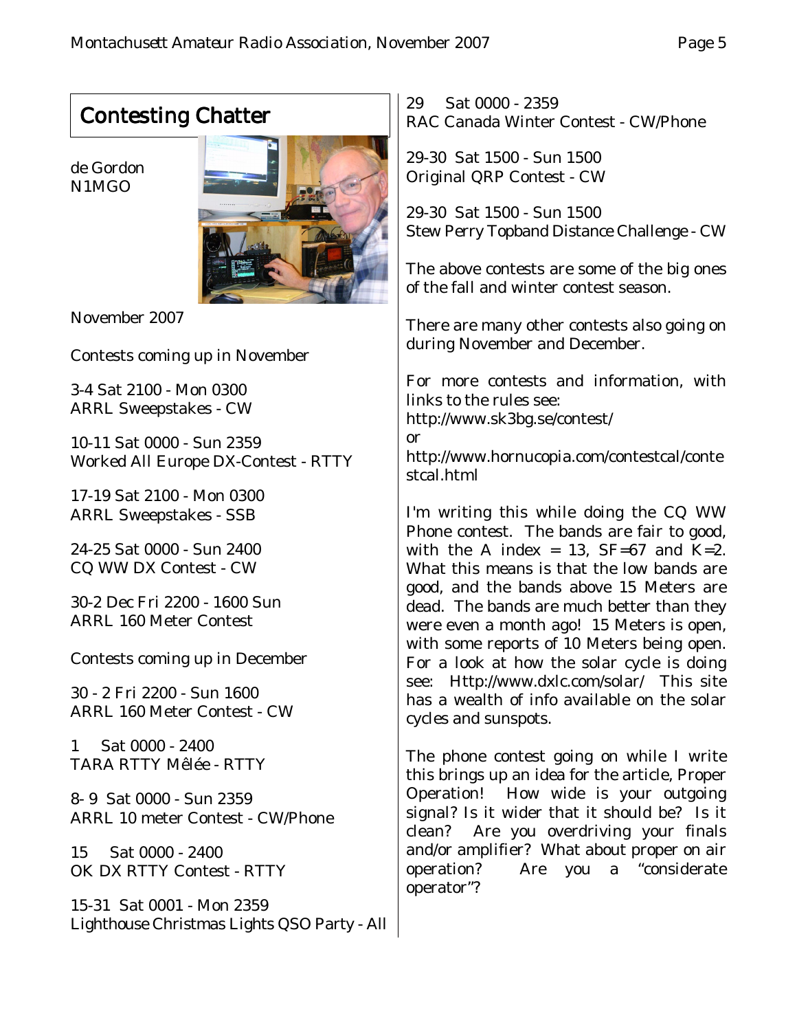## Contesting Chatter

de Gordon
N1MGO

November 2007

Contests coming up in November

3-4 Sat 2100 - Mon 0300
ARRL Sweepstakes - CW

10-11 Sat 0000 - Sun 2359
Worked All Europe DX-Contest - RTTY

17-19 Sat 2100 - Mon 0300
ARRL Sweepstakes - SSB

24-25 Sat 0000 - Sun 2400
CQ WW DX Contest - CW

30-2 Dec Fri 2200 - 1600 Sun
ARRL 160 Meter Contest

Contests coming up in December

30 - 2 Fri 2200 - Sun 1600
ARRL 160 Meter Contest - CW

1 Sat 0000 - 2400
TARA RTTY Mêlée - RTTY

8- 9 Sat 0000 - Sun 2359
ARRL 10 meter Contest - CW/Phone

15 Sat 0000 - 2400
OK DX RTTY Contest - RTTY

15-31 Sat 0001 - Mon 2359
Lighthouse Christmas Lights QSO Party - All

29 Sat 0000 - 2359
RAC Canada Winter Contest - CW/Phone

29-30 Sat 1500 - Sun 1500
Original QRP Contest - CW

29-30 Sat 1500 - Sun 1500
Stew Perry Topband Distance Challenge - CW

The above contests are some of the big ones of the fall and winter contest season.

There are many other contests also going on during November and December.

For more contests and information, with links to the rules see:
http://www.sk3bg.se/contest/
or
http://www.hornucopia.com/contestcal/contestcal.html

I'm writing this while doing the CQ WW Phone contest. The bands are fair to good, with the A index = 13, SF=67 and K=2. What this means is that the low bands are good, and the bands above 15 Meters are dead. The bands are much better than they were even a month ago! 15 Meters is open, with some reports of 10 Meters being open. For a look at how the solar cycle is doing see: Http://www.dxlc.com/solar/ This site has a wealth of info available on the solar cycles and sunspots.

The phone contest going on while I write this brings up an idea for the article, Proper Operation! How wide is your outgoing signal? Is it wider that it should be? Is it clean? Are you overdriving your finals and/or amplifier? What about proper on air operation? Are you a "considerate operator"?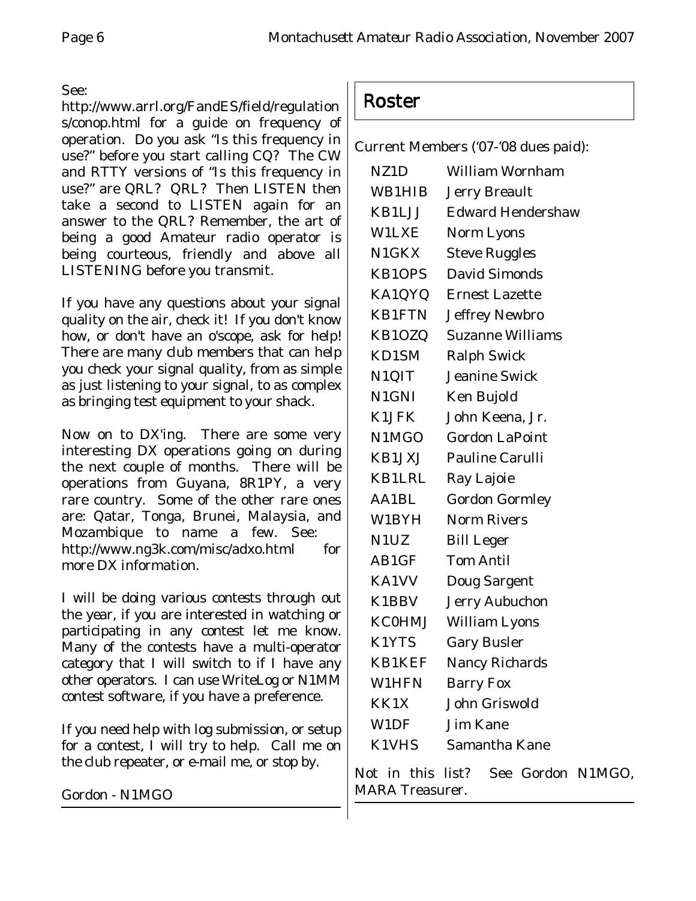See:
http://www.arrl.org/FandES/field/regulations/conop.html for a guide on frequency of operation. Do you ask "Is this frequency in use?" before you start calling CQ? The CW and RTTY versions of "Is this frequency in use?" are QRL? QRL? Then LISTEN then take a second to LISTEN again for an answer to the QRL? Remember, the art of being a good Amateur radio operator is being courteous, friendly and above all LISTENING before you transmit.

If you have any questions about your signal quality on the air, check it! If you don't know how, or don't have an o'scope, ask for help! There are many club members that can help you check your signal quality, from as simple as just listening to your signal, to as complex as bringing test equipment to your shack.

Now on to DX'ing. There are some very interesting DX operations going on during the next couple of months. There will be operations from Guyana, 8R1PY, a very rare country. Some of the other rare ones are: Qatar, Tonga, Brunei, Malaysia, and Mozambique to name a few. See: http://www.ng3k.com/misc/adxo.html for more DX information.

I will be doing various contests through out the year, if you are interested in watching or participating in any contest let me know. Many of the contests have a multi-operator category that I will switch to if I have any other operators. I can use WriteLog or N1MM contest software, if you have a preference.

If you need help with log submission, or setup for a contest, I will try to help. Call me on the club repeater, or e-mail me, or stop by.

Gordon - N1MGO

# Roster

Current Members ('07-'08 dues paid):

| | |
|---|---|
| NZ1D | William Wornham |
| WB1HIB | Jerry Breault |
| KB1LJJ | Edward Hendershaw |
| W1LXE | Norm Lyons |
| N1GKX | Steve Ruggles |
| KB1OPS | David Simonds |
| KA1QYQ | Ernest Lazette |
| KB1FTN | Jeffrey Newbro |
| KB1OZQ | Suzanne Williams |
| KD1SM | Ralph Swick |
| N1QIT | Jeanine Swick |
| N1GNI | Ken Bujold |
| K1JFK | John Keena, Jr. |
| N1MGO | Gordon LaPoint |
| KB1JXJ | Pauline Carulli |
| KB1LRL | Ray Lajoie |
| AA1BL | Gordon Gormley |
| W1BYH | Norm Rivers |
| N1UZ | Bill Leger |
| AB1GF | Tom Antil |
| KA1VV | Doug Sargent |
| K1BBV | Jerry Aubuchon |
| KC0HMJ | William Lyons |
| K1YTS | Gary Busler |
| KB1KEF | Nancy Richards |
| W1HFN | Barry Fox |
| KK1X | John Griswold |
| W1DF | Jim Kane |
| K1VHS | Samantha Kane |

Not in this list? See Gordon N1MGO, MARA Treasurer.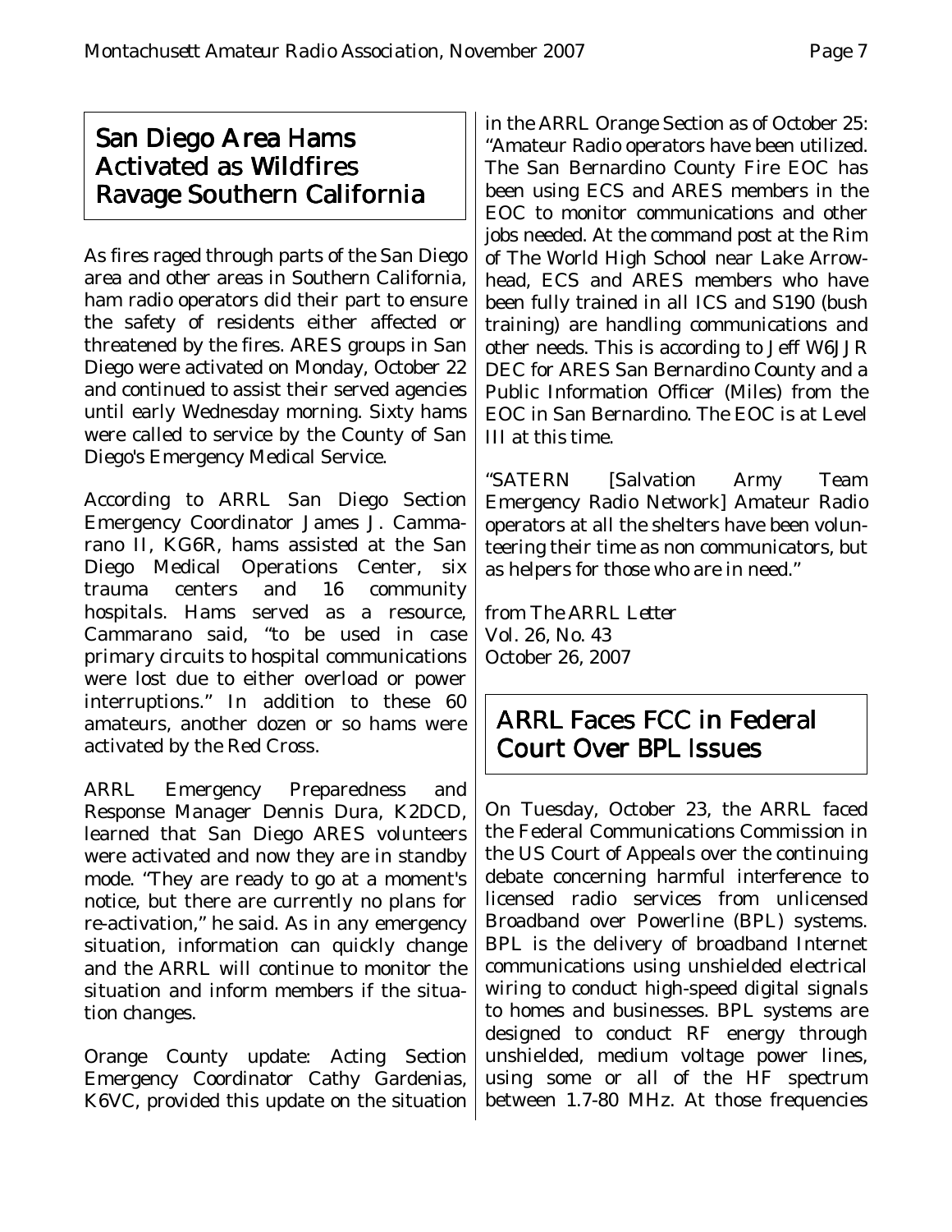## San Diego Area Hams Activated as Wildfires Ravage Southern California

As fires raged through parts of the San Diego area and other areas in Southern California, ham radio operators did their part to ensure the safety of residents either affected or threatened by the fires. ARES groups in San Diego were activated on Monday, October 22 and continued to assist their served agencies until early Wednesday morning. Sixty hams were called to service by the County of San Diego's Emergency Medical Service.

According to ARRL San Diego Section Emergency Coordinator James J. Cammarano II, KG6R, hams assisted at the San Diego Medical Operations Center, six trauma centers and 16 community hospitals. Hams served as a resource, Cammarano said, "to be used in case primary circuits to hospital communications were lost due to either overload or power interruptions." In addition to these 60 amateurs, another dozen or so hams were activated by the Red Cross.

ARRL Emergency Preparedness and Response Manager Dennis Dura, K2DCD, learned that San Diego ARES volunteers were activated and now they are in standby mode. "They are ready to go at a moment's notice, but there are currently no plans for re-activation," he said. As in any emergency situation, information can quickly change and the ARRL will continue to monitor the situation and inform members if the situation changes.

Orange County update: Acting Section Emergency Coordinator Cathy Gardenias, K6VC, provided this update on the situation in the ARRL Orange Section as of October 25: "Amateur Radio operators have been utilized. The San Bernardino County Fire EOC has been using ECS and ARES members in the EOC to monitor communications and other jobs needed. At the command post at the Rim of The World High School near Lake Arrowhead, ECS and ARES members who have been fully trained in all ICS and S190 (bush training) are handling communications and other needs. This is according to Jeff W6JJR DEC for ARES San Bernardino County and a Public Information Officer (Miles) from the EOC in San Bernardino. The EOC is at Level III at this time.

"SATERN [Salvation Army Team Emergency Radio Network] Amateur Radio operators at all the shelters have been volunteering their time as non communicators, but as helpers for those who are in need."

*from The ARRL Letter*
Vol. 26, No. 43
October 26, 2007

## ARRL Faces FCC in Federal Court Over BPL Issues

On Tuesday, October 23, the ARRL faced the Federal Communications Commission in the US Court of Appeals over the continuing debate concerning harmful interference to licensed radio services from unlicensed Broadband over Powerline (BPL) systems. BPL is the delivery of broadband Internet communications using unshielded electrical wiring to conduct high-speed digital signals to homes and businesses. BPL systems are designed to conduct RF energy through unshielded, medium voltage power lines, using some or all of the HF spectrum between 1.7-80 MHz. At those frequencies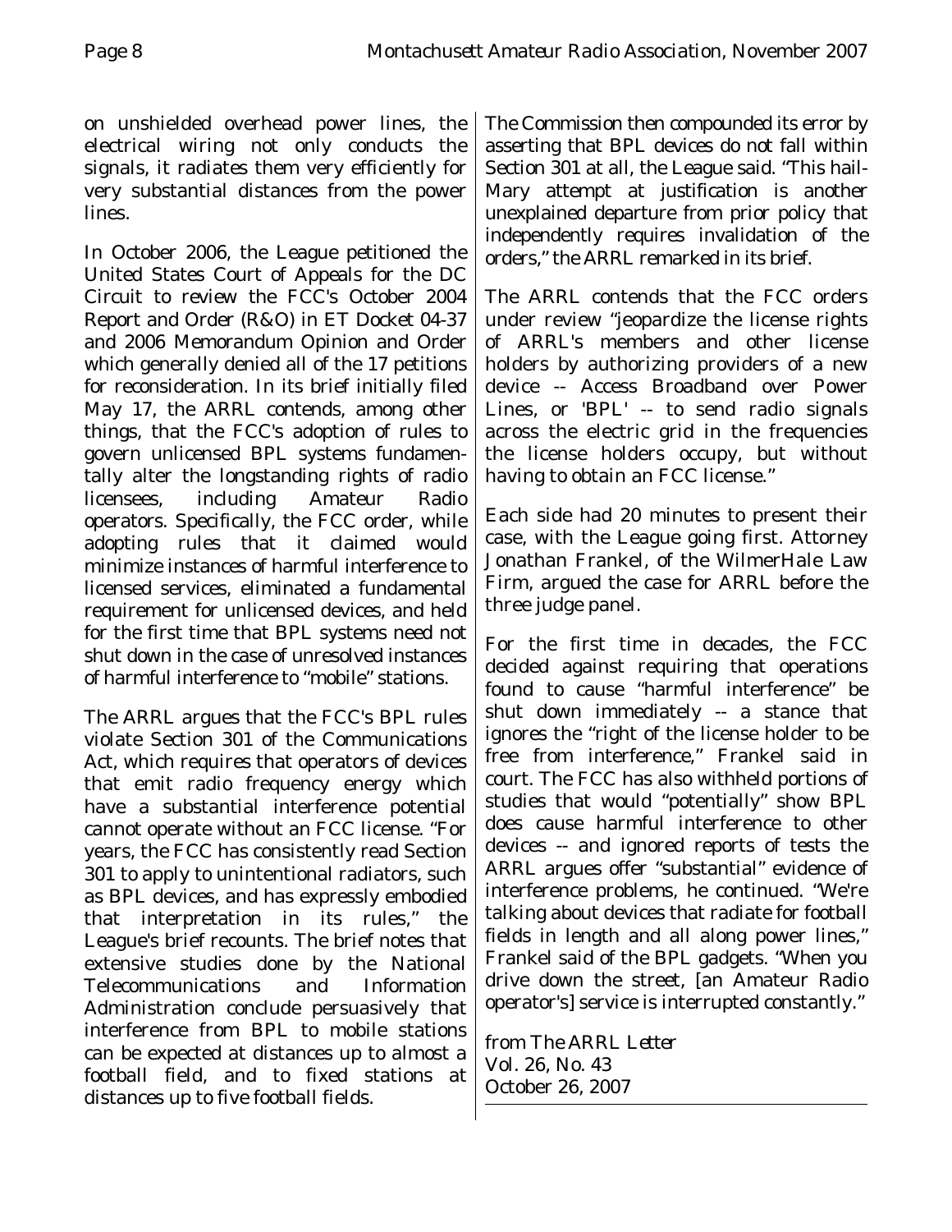on unshielded overhead power lines, the electrical wiring not only conducts the signals, it radiates them very efficiently for very substantial distances from the power lines.

In October 2006, the League petitioned the United States Court of Appeals for the DC Circuit to review the FCC's October 2004 Report and Order (R&O) in ET Docket 04-37 and 2006 Memorandum Opinion and Order which generally denied all of the 17 petitions for reconsideration. In its brief initially filed May 17, the ARRL contends, among other things, that the FCC's adoption of rules to govern unlicensed BPL systems fundamentally alter the longstanding rights of radio licensees, including Amateur Radio operators. Specifically, the FCC order, while adopting rules that it claimed would minimize instances of harmful interference to licensed services, eliminated a fundamental requirement for unlicensed devices, and held for the first time that BPL systems need not shut down in the case of unresolved instances of harmful interference to "mobile" stations.

The ARRL argues that the FCC's BPL rules violate Section 301 of the Communications Act, which requires that operators of devices that emit radio frequency energy which have a substantial interference potential cannot operate without an FCC license. "For years, the FCC has consistently read Section 301 to apply to unintentional radiators, such as BPL devices, and has expressly embodied that interpretation in its rules," the League's brief recounts. The brief notes that extensive studies done by the National Telecommunications and Information Administration conclude persuasively that interference from BPL to mobile stations can be expected at distances up to almost a football field, and to fixed stations at distances up to five football fields.

The Commission then compounded its error by asserting that BPL devices do not fall within Section 301 at all, the League said. "This hail-Mary attempt at justification is another unexplained departure from prior policy that independently requires invalidation of the orders," the ARRL remarked in its brief.

The ARRL contends that the FCC orders under review "jeopardize the license rights of ARRL's members and other license holders by authorizing providers of a new device -- Access Broadband over Power Lines, or 'BPL' -- to send radio signals across the electric grid in the frequencies the license holders occupy, but without having to obtain an FCC license."

Each side had 20 minutes to present their case, with the League going first. Attorney Jonathan Frankel, of the WilmerHale Law Firm, argued the case for ARRL before the three judge panel.

For the first time in decades, the FCC decided against requiring that operations found to cause "harmful interference" be shut down immediately -- a stance that ignores the "right of the license holder to be free from interference," Frankel said in court. The FCC has also withheld portions of studies that would "potentially" show BPL does cause harmful interference to other devices -- and ignored reports of tests the ARRL argues offer "substantial" evidence of interference problems, he continued. "We're talking about devices that radiate for football fields in length and all along power lines," Frankel said of the BPL gadgets. "When you drive down the street, [an Amateur Radio operator's] service is interrupted constantly."

from *The ARRL Letter*
Vol. 26, No. 43
October 26, 2007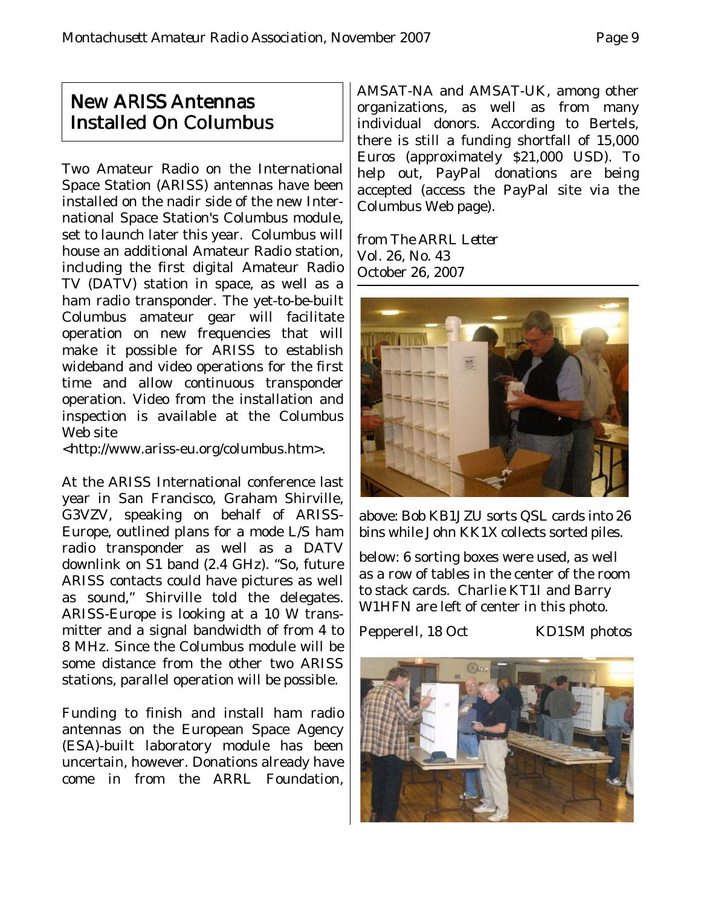# New ARISS Antennas Installed On Columbus

Two Amateur Radio on the International Space Station (ARISS) antennas have been installed on the nadir side of the new International Space Station's Columbus module, set to launch later this year. Columbus will house an additional Amateur Radio station, including the first digital Amateur Radio TV (DATV) station in space, as well as a ham radio transponder. The yet-to-be-built Columbus amateur gear will facilitate operation on new frequencies that will make it possible for ARISS to establish wideband and video operations for the first time and allow continuous transponder operation. Video from the installation and inspection is available at the Columbus Web site <http://www.ariss-eu.org/columbus.htm>.

At the ARISS International conference last year in San Francisco, Graham Shirville, G3VZV, speaking on behalf of ARISS-Europe, outlined plans for a mode L/S ham radio transponder as well as a DATV downlink on S1 band (2.4 GHz). "So, future ARISS contacts could have pictures as well as sound," Shirville told the delegates. ARISS-Europe is looking at a 10 W transmitter and a signal bandwidth of from 4 to 8 MHz. Since the Columbus module will be some distance from the other two ARISS stations, parallel operation will be possible.

Funding to finish and install ham radio antennas on the European Space Agency (ESA)-built laboratory module has been uncertain, however. Donations already have come in from the ARRL Foundation, AMSAT-NA and AMSAT-UK, among other organizations, as well as from many individual donors. According to Bertels, there is still a funding shortfall of 15,000 Euros (approximately $21,000 USD). To help out, PayPal donations are being accepted (access the PayPal site via the Columbus Web page).

*from The ARRL Letter*
*Vol. 26, No. 43*
*October 26, 2007*

above: Bob KB1JZU sorts QSL cards into 26 bins while John KK1X collects sorted piles.

below: 6 sorting boxes were used, as well as a row of tables in the center of the room to stack cards. Charlie KT1I and Barry W1HFN are left of center in this photo.

Pepperell, 18 Oct KD1SM photos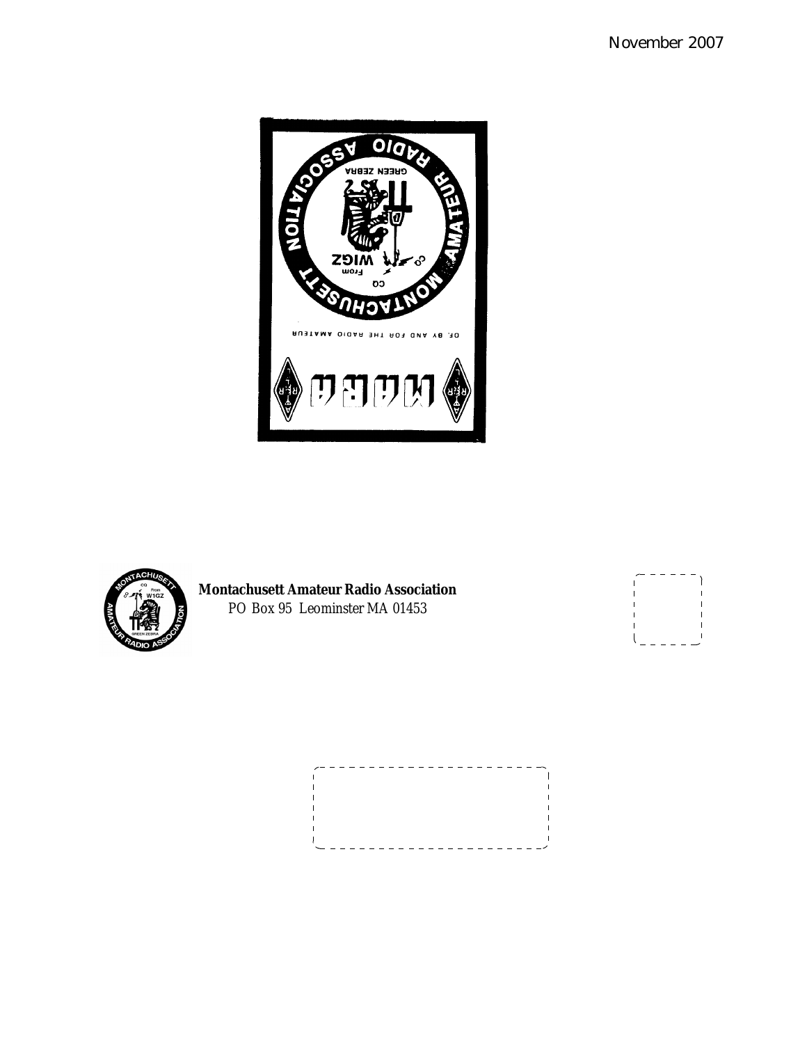November 2007

**Montachusett Amateur Radio Association**
PO Box 95 Leominster MA 01453